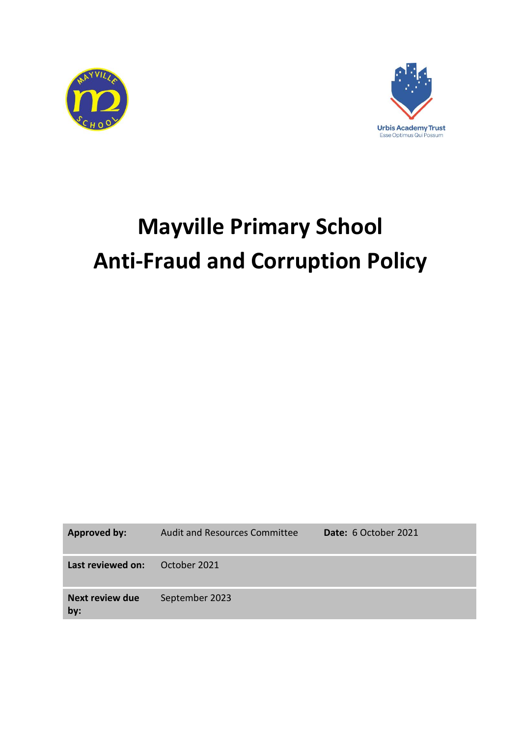Urbis Academy Trust
Esse Optimus Qui Possum

# Mayville Primary School
# Anti-Fraud and Corruption Policy

| | | |
|---|---|---|
| **Approved by:** | Audit and Resources Committee | **Date:** 6 October 2021 |
| **Last reviewed on:** | October 2021 | |
| **Next review due by:** | September 2023 | |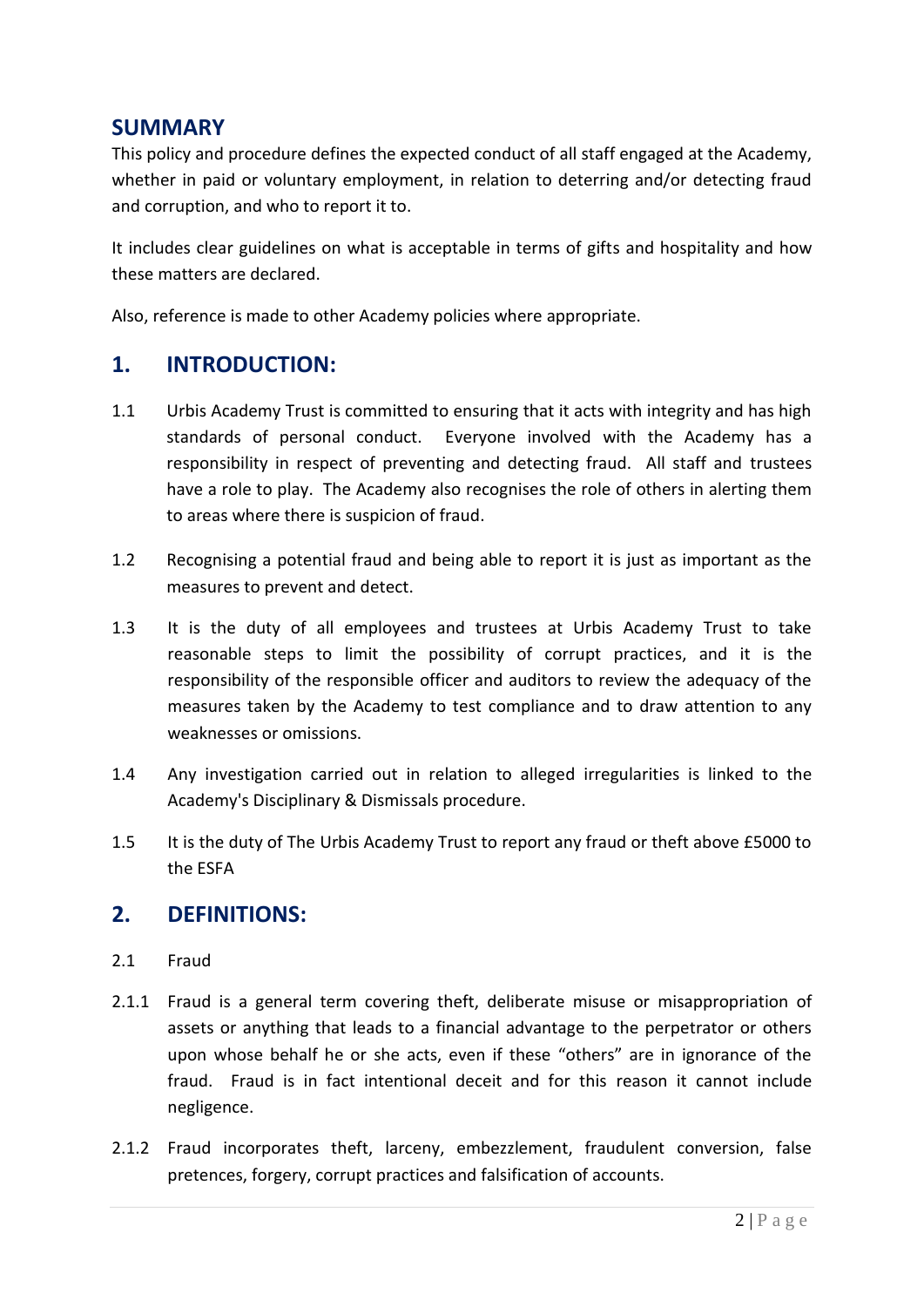## SUMMARY

This policy and procedure defines the expected conduct of all staff engaged at the Academy, whether in paid or voluntary employment, in relation to deterring and/or detecting fraud and corruption, and who to report it to.

It includes clear guidelines on what is acceptable in terms of gifts and hospitality and how these matters are declared.

Also, reference is made to other Academy policies where appropriate.

## 1. INTRODUCTION:

1.1 Urbis Academy Trust is committed to ensuring that it acts with integrity and has high standards of personal conduct. Everyone involved with the Academy has a responsibility in respect of preventing and detecting fraud. All staff and trustees have a role to play. The Academy also recognises the role of others in alerting them to areas where there is suspicion of fraud.

1.2 Recognising a potential fraud and being able to report it is just as important as the measures to prevent and detect.

1.3 It is the duty of all employees and trustees at Urbis Academy Trust to take reasonable steps to limit the possibility of corrupt practices, and it is the responsibility of the responsible officer and auditors to review the adequacy of the measures taken by the Academy to test compliance and to draw attention to any weaknesses or omissions.

1.4 Any investigation carried out in relation to alleged irregularities is linked to the Academy's Disciplinary & Dismissals procedure.

1.5 It is the duty of The Urbis Academy Trust to report any fraud or theft above £5000 to the ESFA

## 2. DEFINITIONS:

2.1 Fraud

2.1.1 Fraud is a general term covering theft, deliberate misuse or misappropriation of assets or anything that leads to a financial advantage to the perpetrator or others upon whose behalf he or she acts, even if these "others" are in ignorance of the fraud. Fraud is in fact intentional deceit and for this reason it cannot include negligence.

2.1.2 Fraud incorporates theft, larceny, embezzlement, fraudulent conversion, false pretences, forgery, corrupt practices and falsification of accounts.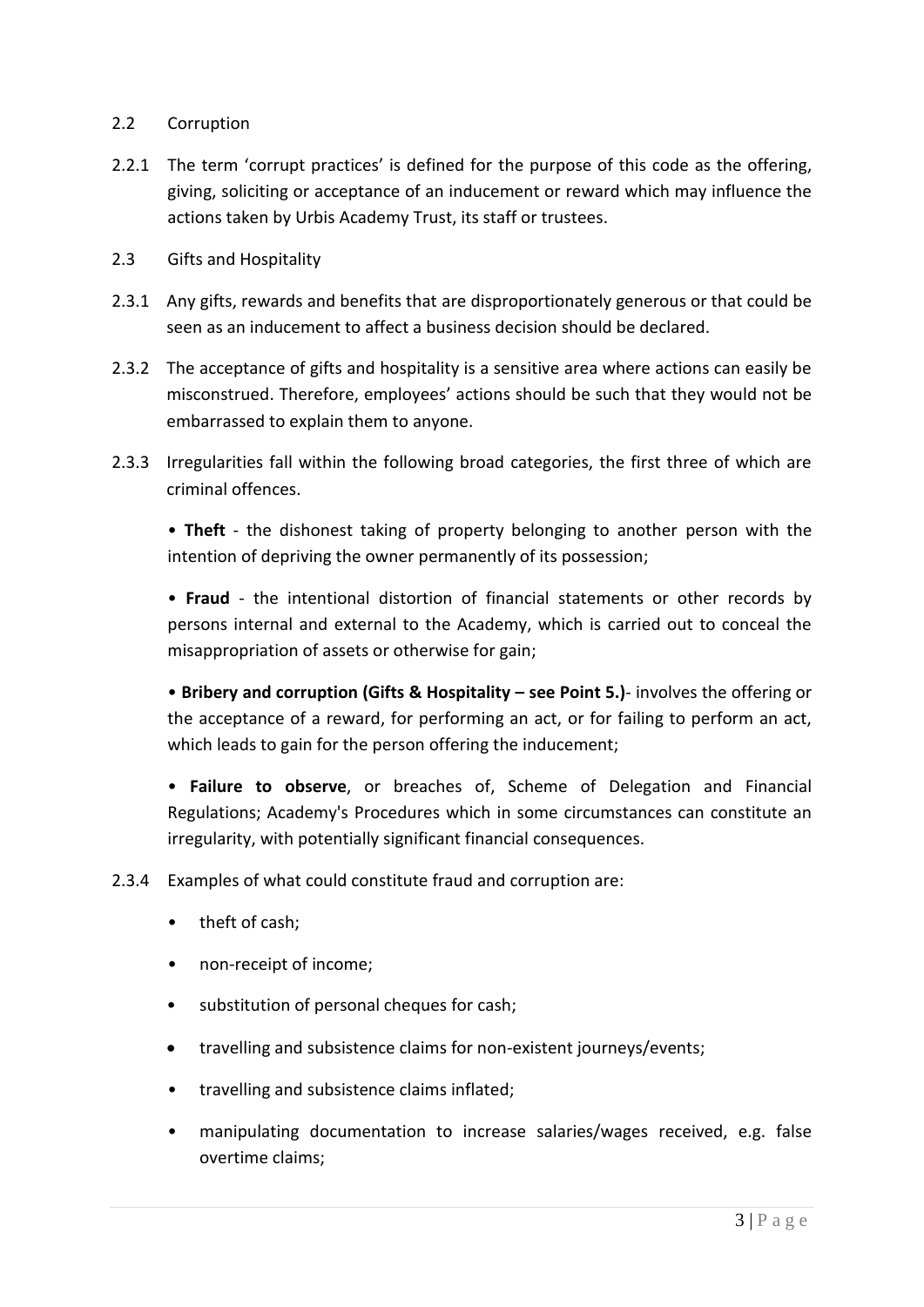## 2.2 Corruption

2.2.1 The term 'corrupt practices' is defined for the purpose of this code as the offering, giving, soliciting or acceptance of an inducement or reward which may influence the actions taken by Urbis Academy Trust, its staff or trustees.

## 2.3 Gifts and Hospitality

2.3.1 Any gifts, rewards and benefits that are disproportionately generous or that could be seen as an inducement to affect a business decision should be declared.

2.3.2 The acceptance of gifts and hospitality is a sensitive area where actions can easily be misconstrued. Therefore, employees' actions should be such that they would not be embarrassed to explain them to anyone.

2.3.3 Irregularities fall within the following broad categories, the first three of which are criminal offences.

- **Theft** - the dishonest taking of property belonging to another person with the intention of depriving the owner permanently of its possession;
- **Fraud** - the intentional distortion of financial statements or other records by persons internal and external to the Academy, which is carried out to conceal the misappropriation of assets or otherwise for gain;
- **Bribery and corruption (Gifts & Hospitality – see Point 5.)**- involves the offering or the acceptance of a reward, for performing an act, or for failing to perform an act, which leads to gain for the person offering the inducement;
- **Failure to observe**, or breaches of, Scheme of Delegation and Financial Regulations; Academy's Procedures which in some circumstances can constitute an irregularity, with potentially significant financial consequences.

2.3.4 Examples of what could constitute fraud and corruption are:

- theft of cash;
- non-receipt of income;
- substitution of personal cheques for cash;
- travelling and subsistence claims for non-existent journeys/events;
- travelling and subsistence claims inflated;
- manipulating documentation to increase salaries/wages received, e.g. false overtime claims;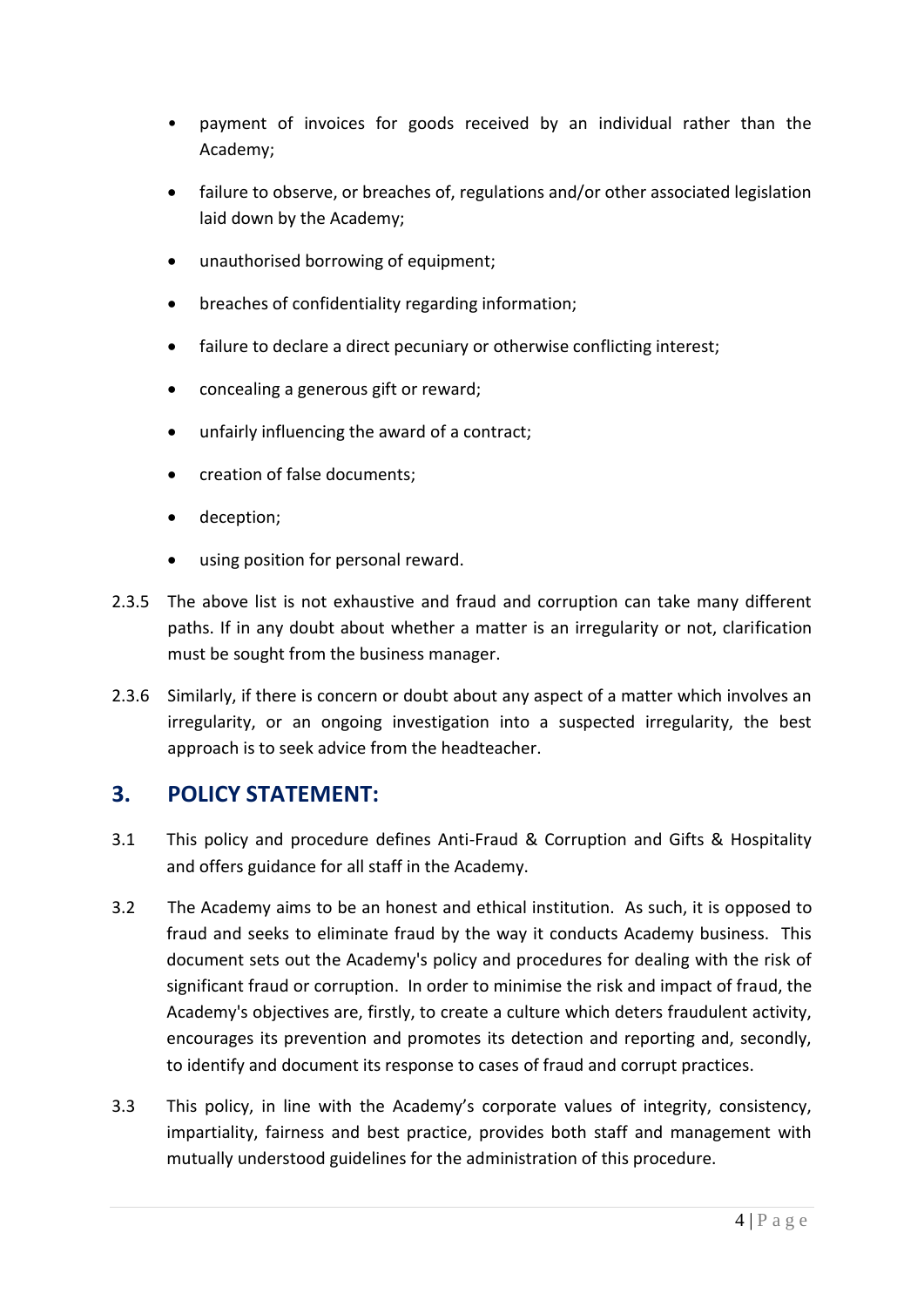- payment of invoices for goods received by an individual rather than the Academy;
- failure to observe, or breaches of, regulations and/or other associated legislation laid down by the Academy;
- unauthorised borrowing of equipment;
- breaches of confidentiality regarding information;
- failure to declare a direct pecuniary or otherwise conflicting interest;
- concealing a generous gift or reward;
- unfairly influencing the award of a contract;
- creation of false documents;
- deception;
- using position for personal reward.

2.3.5 The above list is not exhaustive and fraud and corruption can take many different paths. If in any doubt about whether a matter is an irregularity or not, clarification must be sought from the business manager.

2.3.6 Similarly, if there is concern or doubt about any aspect of a matter which involves an irregularity, or an ongoing investigation into a suspected irregularity, the best approach is to seek advice from the headteacher.

## 3. POLICY STATEMENT:

3.1 This policy and procedure defines Anti-Fraud & Corruption and Gifts & Hospitality and offers guidance for all staff in the Academy.

3.2 The Academy aims to be an honest and ethical institution. As such, it is opposed to fraud and seeks to eliminate fraud by the way it conducts Academy business. This document sets out the Academy's policy and procedures for dealing with the risk of significant fraud or corruption. In order to minimise the risk and impact of fraud, the Academy's objectives are, firstly, to create a culture which deters fraudulent activity, encourages its prevention and promotes its detection and reporting and, secondly, to identify and document its response to cases of fraud and corrupt practices.

3.3 This policy, in line with the Academy's corporate values of integrity, consistency, impartiality, fairness and best practice, provides both staff and management with mutually understood guidelines for the administration of this procedure.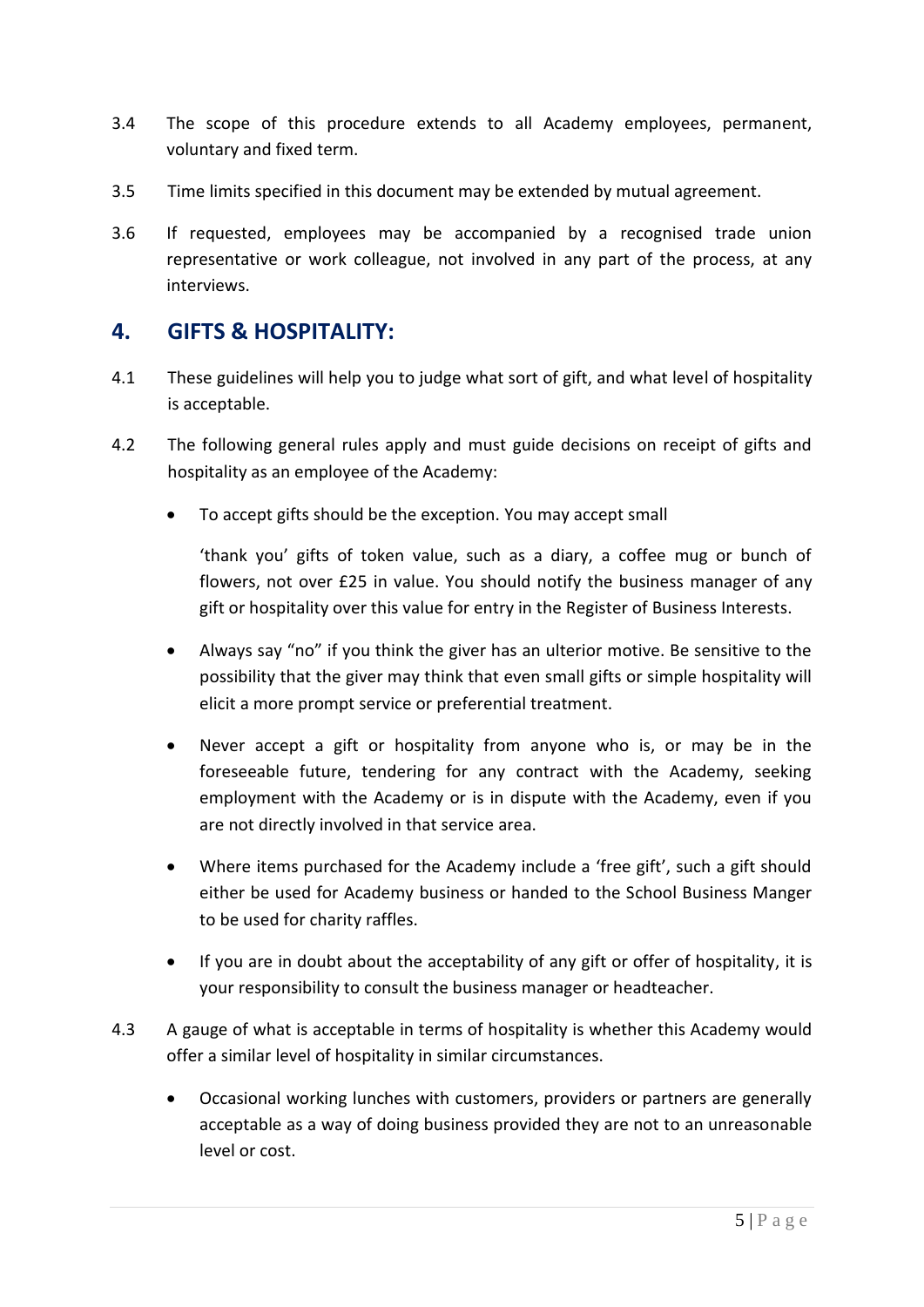3.4 The scope of this procedure extends to all Academy employees, permanent, voluntary and fixed term.

3.5 Time limits specified in this document may be extended by mutual agreement.

3.6 If requested, employees may be accompanied by a recognised trade union representative or work colleague, not involved in any part of the process, at any interviews.

## 4. GIFTS & HOSPITALITY:

4.1 These guidelines will help you to judge what sort of gift, and what level of hospitality is acceptable.

4.2 The following general rules apply and must guide decisions on receipt of gifts and hospitality as an employee of the Academy:

- To accept gifts should be the exception. You may accept small

  'thank you' gifts of token value, such as a diary, a coffee mug or bunch of flowers, not over £25 in value. You should notify the business manager of any gift or hospitality over this value for entry in the Register of Business Interests.

- Always say "no" if you think the giver has an ulterior motive. Be sensitive to the possibility that the giver may think that even small gifts or simple hospitality will elicit a more prompt service or preferential treatment.

- Never accept a gift or hospitality from anyone who is, or may be in the foreseeable future, tendering for any contract with the Academy, seeking employment with the Academy or is in dispute with the Academy, even if you are not directly involved in that service area.

- Where items purchased for the Academy include a 'free gift', such a gift should either be used for Academy business or handed to the School Business Manger to be used for charity raffles.

- If you are in doubt about the acceptability of any gift or offer of hospitality, it is your responsibility to consult the business manager or headteacher.

4.3 A gauge of what is acceptable in terms of hospitality is whether this Academy would offer a similar level of hospitality in similar circumstances.

- Occasional working lunches with customers, providers or partners are generally acceptable as a way of doing business provided they are not to an unreasonable level or cost.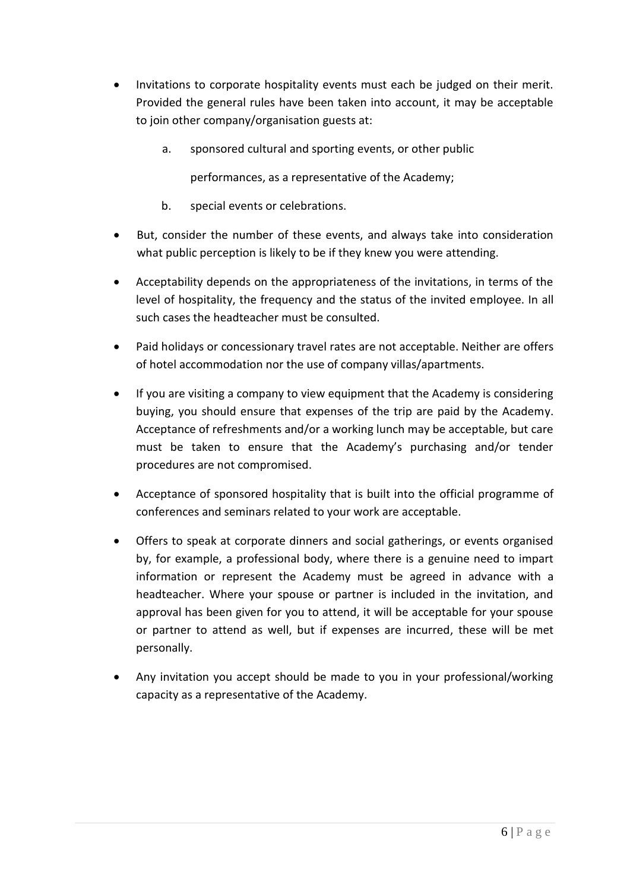- Invitations to corporate hospitality events must each be judged on their merit. Provided the general rules have been taken into account, it may be acceptable to join other company/organisation guests at:

  a. sponsored cultural and sporting events, or other public performances, as a representative of the Academy;

  b. special events or celebrations.

- But, consider the number of these events, and always take into consideration what public perception is likely to be if they knew you were attending.

- Acceptability depends on the appropriateness of the invitations, in terms of the level of hospitality, the frequency and the status of the invited employee. In all such cases the headteacher must be consulted.

- Paid holidays or concessionary travel rates are not acceptable. Neither are offers of hotel accommodation nor the use of company villas/apartments.

- If you are visiting a company to view equipment that the Academy is considering buying, you should ensure that expenses of the trip are paid by the Academy. Acceptance of refreshments and/or a working lunch may be acceptable, but care must be taken to ensure that the Academy's purchasing and/or tender procedures are not compromised.

- Acceptance of sponsored hospitality that is built into the official programme of conferences and seminars related to your work are acceptable.

- Offers to speak at corporate dinners and social gatherings, or events organised by, for example, a professional body, where there is a genuine need to impart information or represent the Academy must be agreed in advance with a headteacher. Where your spouse or partner is included in the invitation, and approval has been given for you to attend, it will be acceptable for your spouse or partner to attend as well, but if expenses are incurred, these will be met personally.

- Any invitation you accept should be made to you in your professional/working capacity as a representative of the Academy.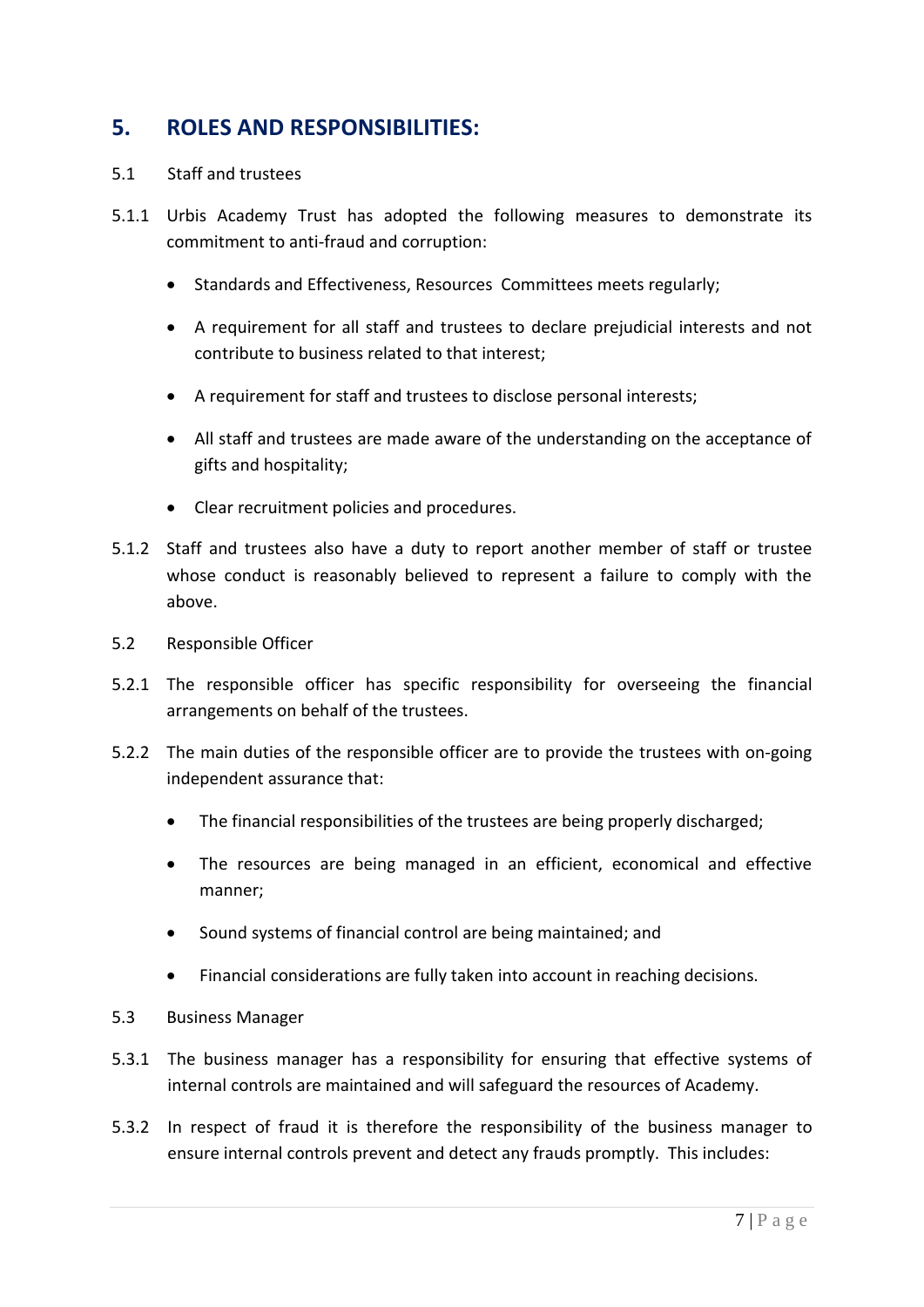## 5. ROLES AND RESPONSIBILITIES:

5.1 Staff and trustees

5.1.1 Urbis Academy Trust has adopted the following measures to demonstrate its commitment to anti-fraud and corruption:

- Standards and Effectiveness, Resources Committees meets regularly;
- A requirement for all staff and trustees to declare prejudicial interests and not contribute to business related to that interest;
- A requirement for staff and trustees to disclose personal interests;
- All staff and trustees are made aware of the understanding on the acceptance of gifts and hospitality;
- Clear recruitment policies and procedures.

5.1.2 Staff and trustees also have a duty to report another member of staff or trustee whose conduct is reasonably believed to represent a failure to comply with the above.

5.2 Responsible Officer

5.2.1 The responsible officer has specific responsibility for overseeing the financial arrangements on behalf of the trustees.

5.2.2 The main duties of the responsible officer are to provide the trustees with on-going independent assurance that:

- The financial responsibilities of the trustees are being properly discharged;
- The resources are being managed in an efficient, economical and effective manner;
- Sound systems of financial control are being maintained; and
- Financial considerations are fully taken into account in reaching decisions.

5.3 Business Manager

5.3.1 The business manager has a responsibility for ensuring that effective systems of internal controls are maintained and will safeguard the resources of Academy.

5.3.2 In respect of fraud it is therefore the responsibility of the business manager to ensure internal controls prevent and detect any frauds promptly. This includes: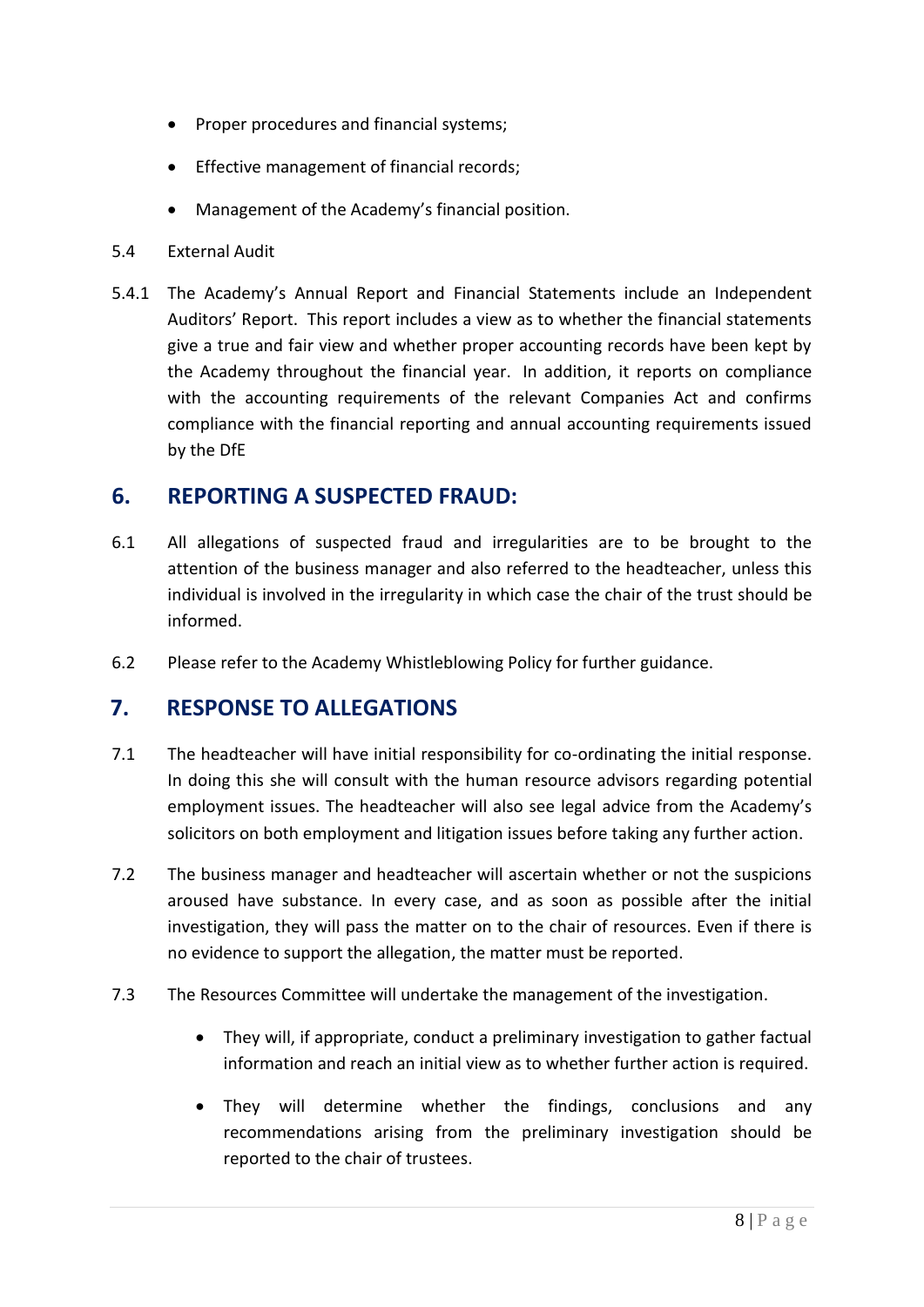- Proper procedures and financial systems;
- Effective management of financial records;
- Management of the Academy's financial position.

5.4 External Audit

5.4.1 The Academy's Annual Report and Financial Statements include an Independent Auditors' Report. This report includes a view as to whether the financial statements give a true and fair view and whether proper accounting records have been kept by the Academy throughout the financial year. In addition, it reports on compliance with the accounting requirements of the relevant Companies Act and confirms compliance with the financial reporting and annual accounting requirements issued by the DfE

## 6. REPORTING A SUSPECTED FRAUD:

6.1 All allegations of suspected fraud and irregularities are to be brought to the attention of the business manager and also referred to the headteacher, unless this individual is involved in the irregularity in which case the chair of the trust should be informed.

6.2 Please refer to the Academy Whistleblowing Policy for further guidance.

## 7. RESPONSE TO ALLEGATIONS

7.1 The headteacher will have initial responsibility for co-ordinating the initial response. In doing this she will consult with the human resource advisors regarding potential employment issues. The headteacher will also see legal advice from the Academy's solicitors on both employment and litigation issues before taking any further action.

7.2 The business manager and headteacher will ascertain whether or not the suspicions aroused have substance. In every case, and as soon as possible after the initial investigation, they will pass the matter on to the chair of resources. Even if there is no evidence to support the allegation, the matter must be reported.

7.3 The Resources Committee will undertake the management of the investigation.

- They will, if appropriate, conduct a preliminary investigation to gather factual information and reach an initial view as to whether further action is required.
- They will determine whether the findings, conclusions and any recommendations arising from the preliminary investigation should be reported to the chair of trustees.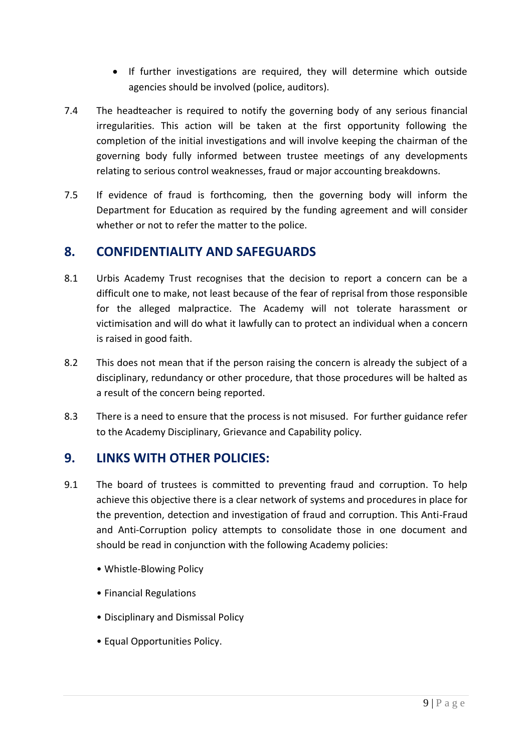- If further investigations are required, they will determine which outside agencies should be involved (police, auditors).

7.4 The headteacher is required to notify the governing body of any serious financial irregularities. This action will be taken at the first opportunity following the completion of the initial investigations and will involve keeping the chairman of the governing body fully informed between trustee meetings of any developments relating to serious control weaknesses, fraud or major accounting breakdowns.

7.5 If evidence of fraud is forthcoming, then the governing body will inform the Department for Education as required by the funding agreement and will consider whether or not to refer the matter to the police.

## 8. CONFIDENTIALITY AND SAFEGUARDS

8.1 Urbis Academy Trust recognises that the decision to report a concern can be a difficult one to make, not least because of the fear of reprisal from those responsible for the alleged malpractice. The Academy will not tolerate harassment or victimisation and will do what it lawfully can to protect an individual when a concern is raised in good faith.

8.2 This does not mean that if the person raising the concern is already the subject of a disciplinary, redundancy or other procedure, that those procedures will be halted as a result of the concern being reported.

8.3 There is a need to ensure that the process is not misused. For further guidance refer to the Academy Disciplinary, Grievance and Capability policy.

## 9. LINKS WITH OTHER POLICIES:

9.1 The board of trustees is committed to preventing fraud and corruption. To help achieve this objective there is a clear network of systems and procedures in place for the prevention, detection and investigation of fraud and corruption. This Anti-Fraud and Anti-Corruption policy attempts to consolidate those in one document and should be read in conjunction with the following Academy policies:

- Whistle-Blowing Policy
- Financial Regulations
- Disciplinary and Dismissal Policy
- Equal Opportunities Policy.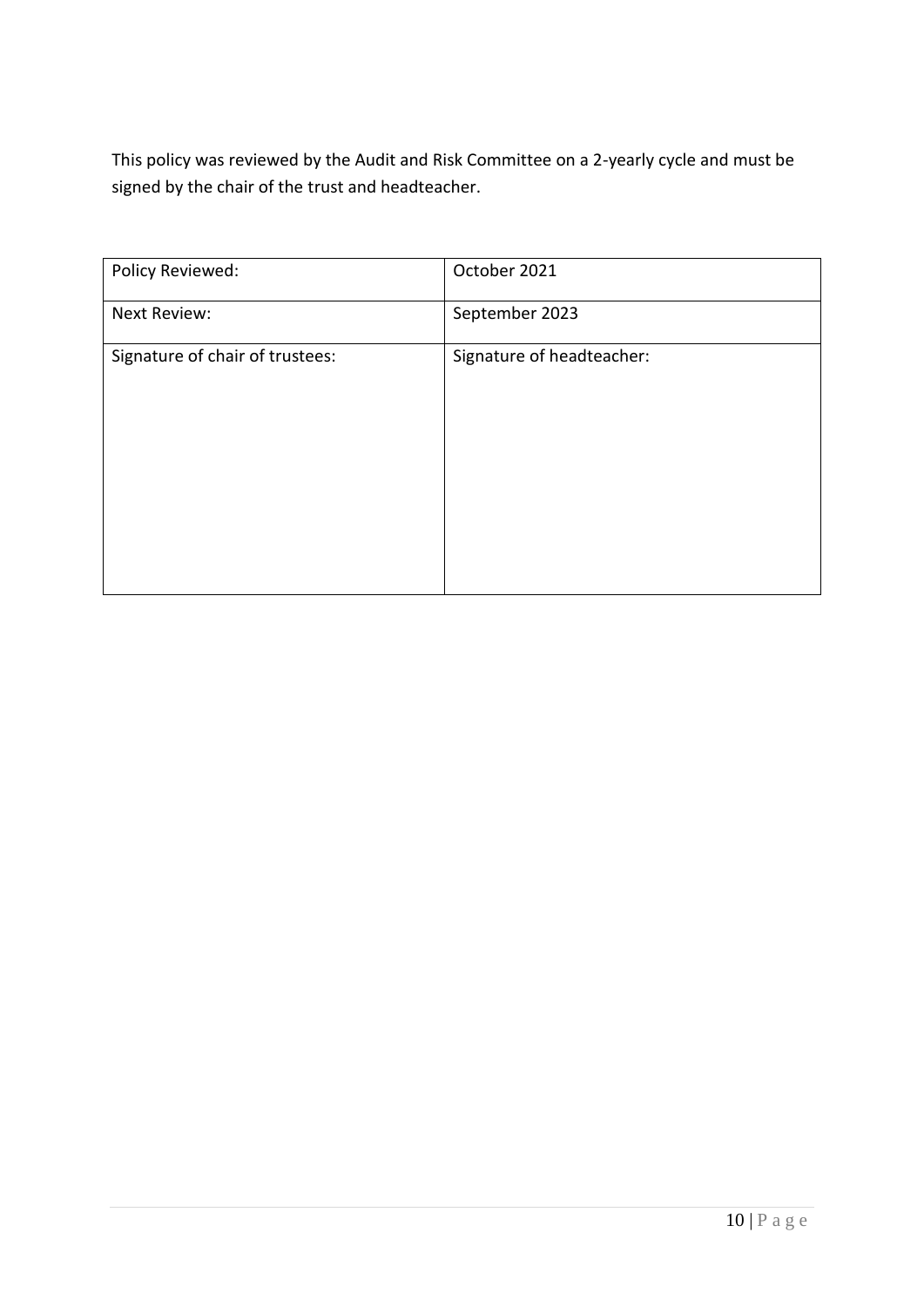This policy was reviewed by the Audit and Risk Committee on a 2-yearly cycle and must be signed by the chair of the trust and headteacher.

| | |
|---|---|
| Policy Reviewed: | October 2021 |
| Next Review: | September 2023 |
| Signature of chair of trustees: | Signature of headteacher: |